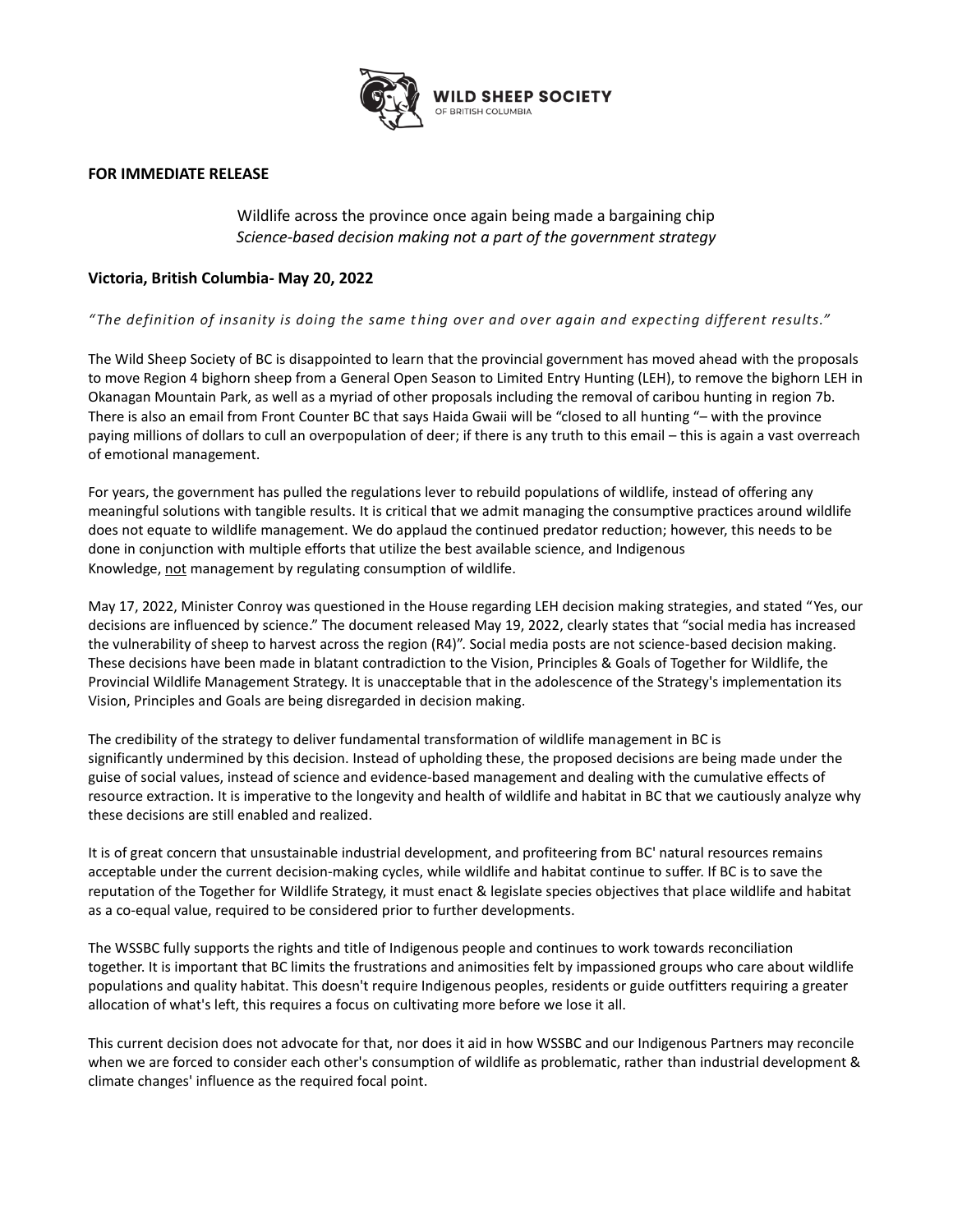WILD SHEEP SOCIETY
OF BRITISH COLUMBIA

**FOR IMMEDIATE RELEASE**

Wildlife across the province once again being made a bargaining chip
*Science-based decision making not a part of the government strategy*

**Victoria, British Columbia- May 20, 2022**

*"The definition of insanity is doing the same thing over and over again and expecting different results."*

The Wild Sheep Society of BC is disappointed to learn that the provincial government has moved ahead with the proposals to move Region 4 bighorn sheep from a General Open Season to Limited Entry Hunting (LEH), to remove the bighorn LEH in Okanagan Mountain Park, as well as a myriad of other proposals including the removal of caribou hunting in region 7b. There is also an email from Front Counter BC that says Haida Gwaii will be "closed to all hunting "– with the province paying millions of dollars to cull an overpopulation of deer; if there is any truth to this email – this is again a vast overreach of emotional management.

For years, the government has pulled the regulations lever to rebuild populations of wildlife, instead of offering any meaningful solutions with tangible results. It is critical that we admit managing the consumptive practices around wildlife does not equate to wildlife management. We do applaud the continued predator reduction; however, this needs to be done in conjunction with multiple efforts that utilize the best available science, and Indigenous Knowledge, <u>not</u> management by regulating consumption of wildlife.

May 17, 2022, Minister Conroy was questioned in the House regarding LEH decision making strategies, and stated "Yes, our decisions are influenced by science." The document released May 19, 2022, clearly states that "social media has increased the vulnerability of sheep to harvest across the region (R4)". Social media posts are not science-based decision making. These decisions have been made in blatant contradiction to the Vision, Principles & Goals of Together for Wildlife, the Provincial Wildlife Management Strategy. It is unacceptable that in the adolescence of the Strategy's implementation its Vision, Principles and Goals are being disregarded in decision making.

The credibility of the strategy to deliver fundamental transformation of wildlife management in BC is significantly undermined by this decision. Instead of upholding these, the proposed decisions are being made under the guise of social values, instead of science and evidence-based management and dealing with the cumulative effects of resource extraction. It is imperative to the longevity and health of wildlife and habitat in BC that we cautiously analyze why these decisions are still enabled and realized.

It is of great concern that unsustainable industrial development, and profiteering from BC' natural resources remains acceptable under the current decision-making cycles, while wildlife and habitat continue to suffer. If BC is to save the reputation of the Together for Wildlife Strategy, it must enact & legislate species objectives that place wildlife and habitat as a co-equal value, required to be considered prior to further developments.

The WSSBC fully supports the rights and title of Indigenous people and continues to work towards reconciliation together. It is important that BC limits the frustrations and animosities felt by impassioned groups who care about wildlife populations and quality habitat. This doesn't require Indigenous peoples, residents or guide outfitters requiring a greater allocation of what's left, this requires a focus on cultivating more before we lose it all.

This current decision does not advocate for that, nor does it aid in how WSSBC and our Indigenous Partners may reconcile when we are forced to consider each other's consumption of wildlife as problematic, rather than industrial development & climate changes' influence as the required focal point.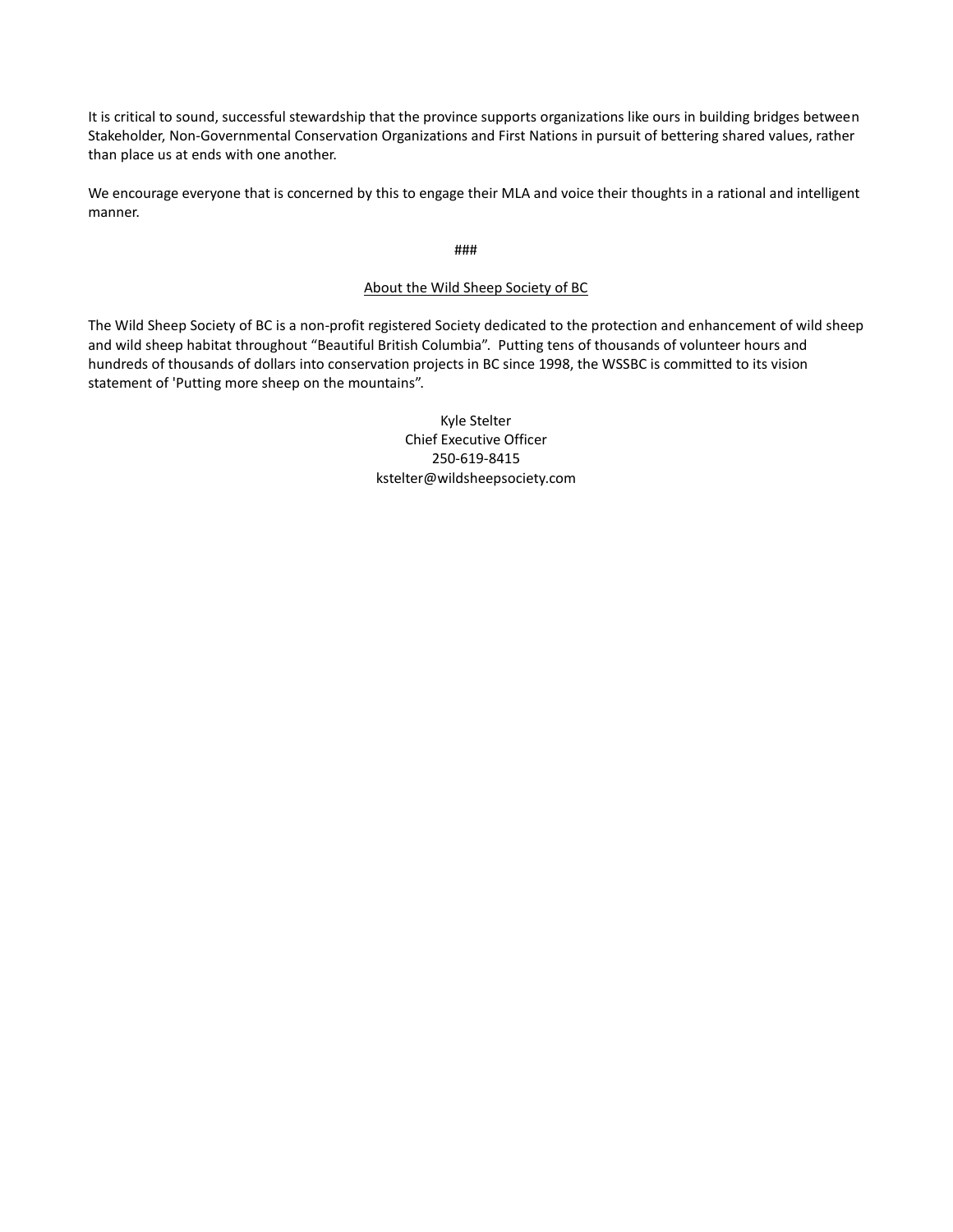It is critical to sound, successful stewardship that the province supports organizations like ours in building bridges between Stakeholder, Non-Governmental Conservation Organizations and First Nations in pursuit of bettering shared values, rather than place us at ends with one another.

We encourage everyone that is concerned by this to engage their MLA and voice their thoughts in a rational and intelligent manner.

###

<u>About the Wild Sheep Society of BC</u>

The Wild Sheep Society of BC is a non-profit registered Society dedicated to the protection and enhancement of wild sheep and wild sheep habitat throughout "Beautiful British Columbia". Putting tens of thousands of volunteer hours and hundreds of thousands of dollars into conservation projects in BC since 1998, the WSSBC is committed to its vision statement of 'Putting more sheep on the mountains".

Kyle Stelter
Chief Executive Officer
250-619-8415
kstelter@wildsheepsociety.com